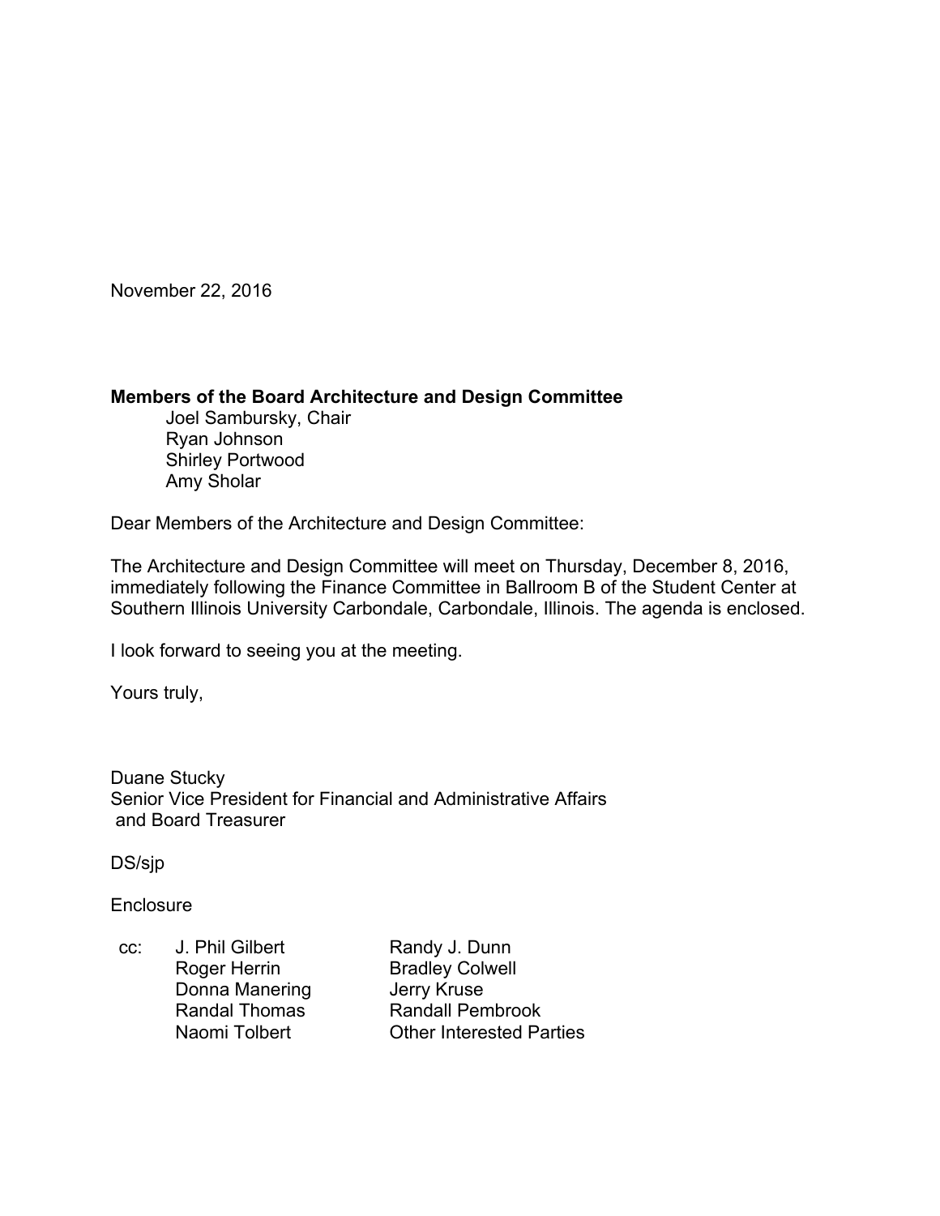November 22, 2016

**Members of the Board Architecture and Design Committee**
Joel Sambursky, Chair
Ryan Johnson
Shirley Portwood
Amy Sholar

Dear Members of the Architecture and Design Committee:

The Architecture and Design Committee will meet on Thursday, December 8, 2016, immediately following the Finance Committee in Ballroom B of the Student Center at Southern Illinois University Carbondale, Carbondale, Illinois. The agenda is enclosed.

I look forward to seeing you at the meeting.

Yours truly,

Duane Stucky
Senior Vice President for Financial and Administrative Affairs
and Board Treasurer

DS/sjp

Enclosure

| cc: | | |
|---|---|---|
| | J. Phil Gilbert | Randy J. Dunn |
| | Roger Herrin | Bradley Colwell |
| | Donna Manering | Jerry Kruse |
| | Randal Thomas | Randall Pembrook |
| | Naomi Tolbert | Other Interested Parties |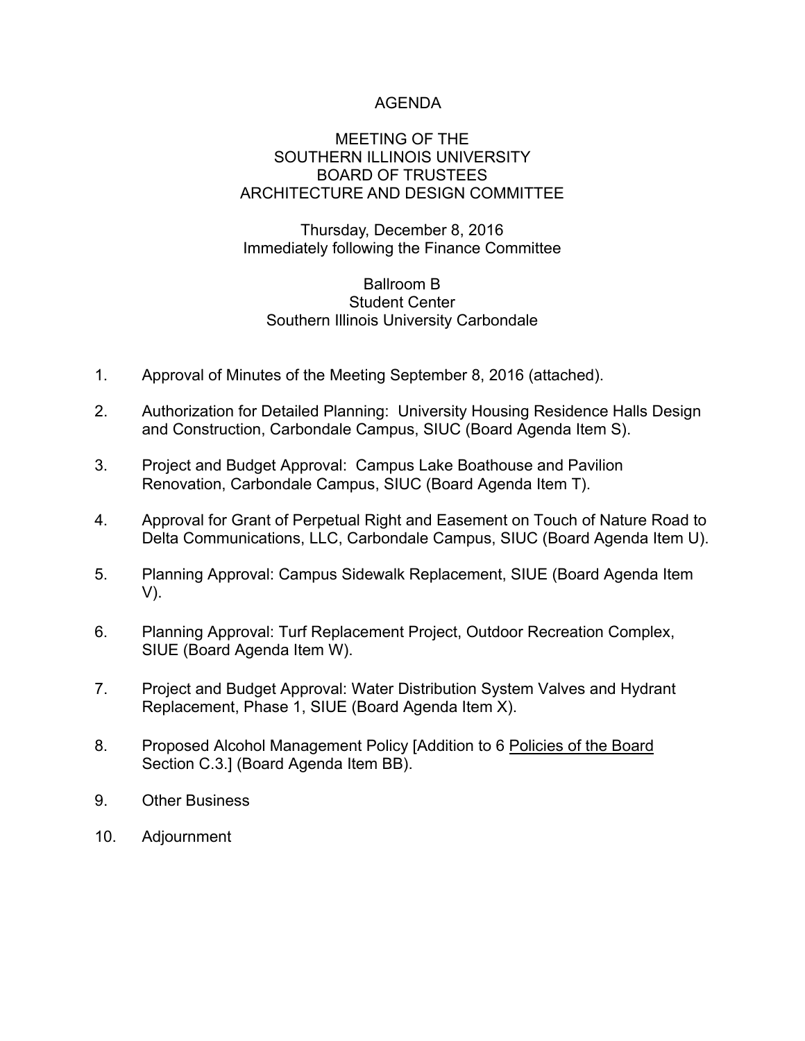# AGENDA

## MEETING OF THE SOUTHERN ILLINOIS UNIVERSITY BOARD OF TRUSTEES ARCHITECTURE AND DESIGN COMMITTEE

Thursday, December 8, 2016
Immediately following the Finance Committee

Ballroom B
Student Center
Southern Illinois University Carbondale

1. Approval of Minutes of the Meeting September 8, 2016 (attached).
2. Authorization for Detailed Planning: University Housing Residence Halls Design and Construction, Carbondale Campus, SIUC (Board Agenda Item S).
3. Project and Budget Approval: Campus Lake Boathouse and Pavilion Renovation, Carbondale Campus, SIUC (Board Agenda Item T).
4. Approval for Grant of Perpetual Right and Easement on Touch of Nature Road to Delta Communications, LLC, Carbondale Campus, SIUC (Board Agenda Item U).
5. Planning Approval: Campus Sidewalk Replacement, SIUE (Board Agenda Item V).
6. Planning Approval: Turf Replacement Project, Outdoor Recreation Complex, SIUE (Board Agenda Item W).
7. Project and Budget Approval: Water Distribution System Valves and Hydrant Replacement, Phase 1, SIUE (Board Agenda Item X).
8. Proposed Alcohol Management Policy [Addition to 6 Policies of the Board Section C.3.] (Board Agenda Item BB).
9. Other Business
10. Adjournment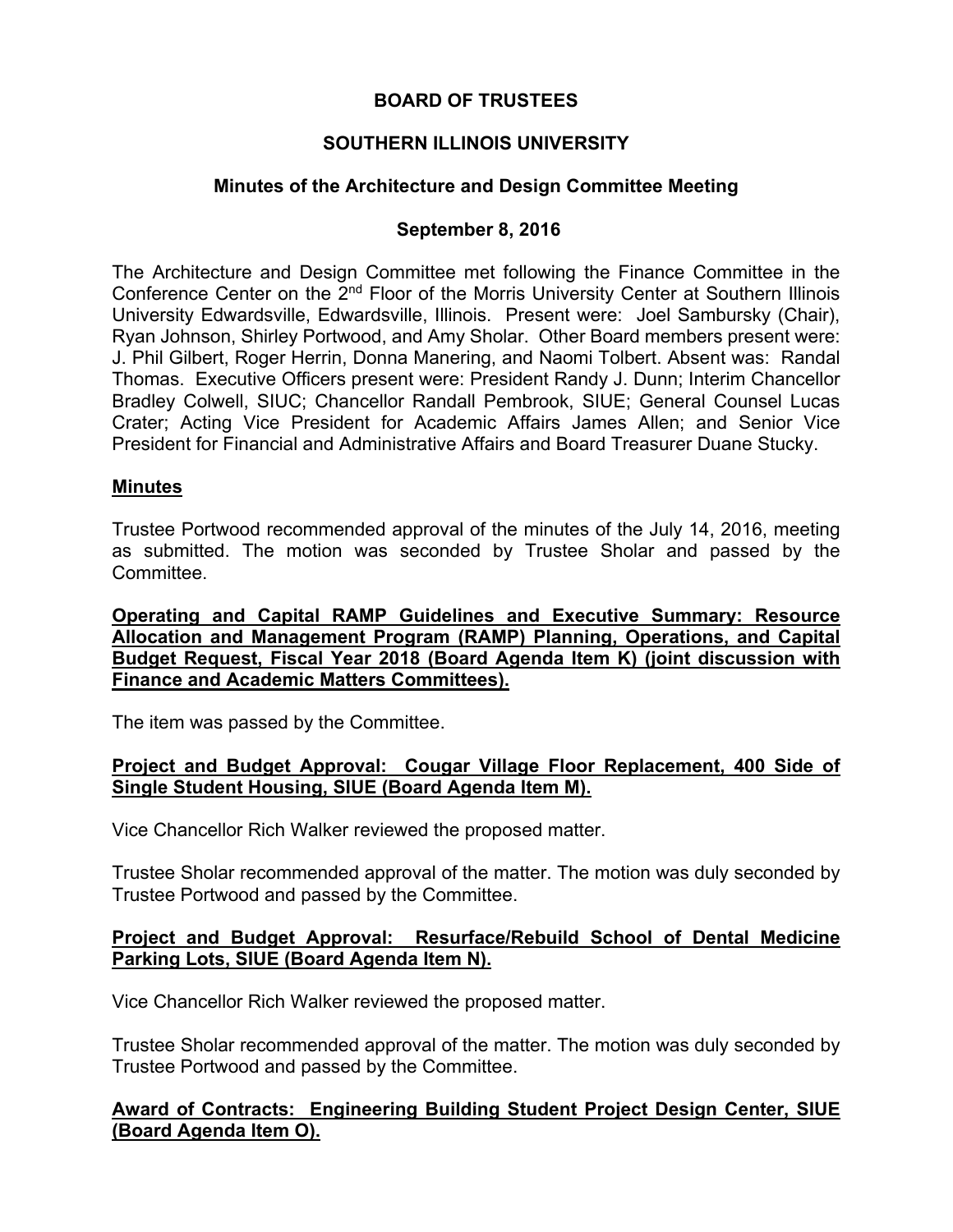**BOARD OF TRUSTEES**

**SOUTHERN ILLINOIS UNIVERSITY**

**Minutes of the Architecture and Design Committee Meeting**

**September 8, 2016**

The Architecture and Design Committee met following the Finance Committee in the Conference Center on the 2nd Floor of the Morris University Center at Southern Illinois University Edwardsville, Edwardsville, Illinois. Present were: Joel Sambursky (Chair), Ryan Johnson, Shirley Portwood, and Amy Sholar. Other Board members present were: J. Phil Gilbert, Roger Herrin, Donna Manering, and Naomi Tolbert. Absent was: Randal Thomas. Executive Officers present were: President Randy J. Dunn; Interim Chancellor Bradley Colwell, SIUC; Chancellor Randall Pembrook, SIUE; General Counsel Lucas Crater; Acting Vice President for Academic Affairs James Allen; and Senior Vice President for Financial and Administrative Affairs and Board Treasurer Duane Stucky.

**Minutes**

Trustee Portwood recommended approval of the minutes of the July 14, 2016, meeting as submitted. The motion was seconded by Trustee Sholar and passed by the Committee.

**Operating and Capital RAMP Guidelines and Executive Summary: Resource Allocation and Management Program (RAMP) Planning, Operations, and Capital Budget Request, Fiscal Year 2018 (Board Agenda Item K) (joint discussion with Finance and Academic Matters Committees).**

The item was passed by the Committee.

**Project and Budget Approval: Cougar Village Floor Replacement, 400 Side of Single Student Housing, SIUE (Board Agenda Item M).**

Vice Chancellor Rich Walker reviewed the proposed matter.

Trustee Sholar recommended approval of the matter. The motion was duly seconded by Trustee Portwood and passed by the Committee.

**Project and Budget Approval: Resurface/Rebuild School of Dental Medicine Parking Lots, SIUE (Board Agenda Item N).**

Vice Chancellor Rich Walker reviewed the proposed matter.

Trustee Sholar recommended approval of the matter. The motion was duly seconded by Trustee Portwood and passed by the Committee.

**Award of Contracts: Engineering Building Student Project Design Center, SIUE (Board Agenda Item O).**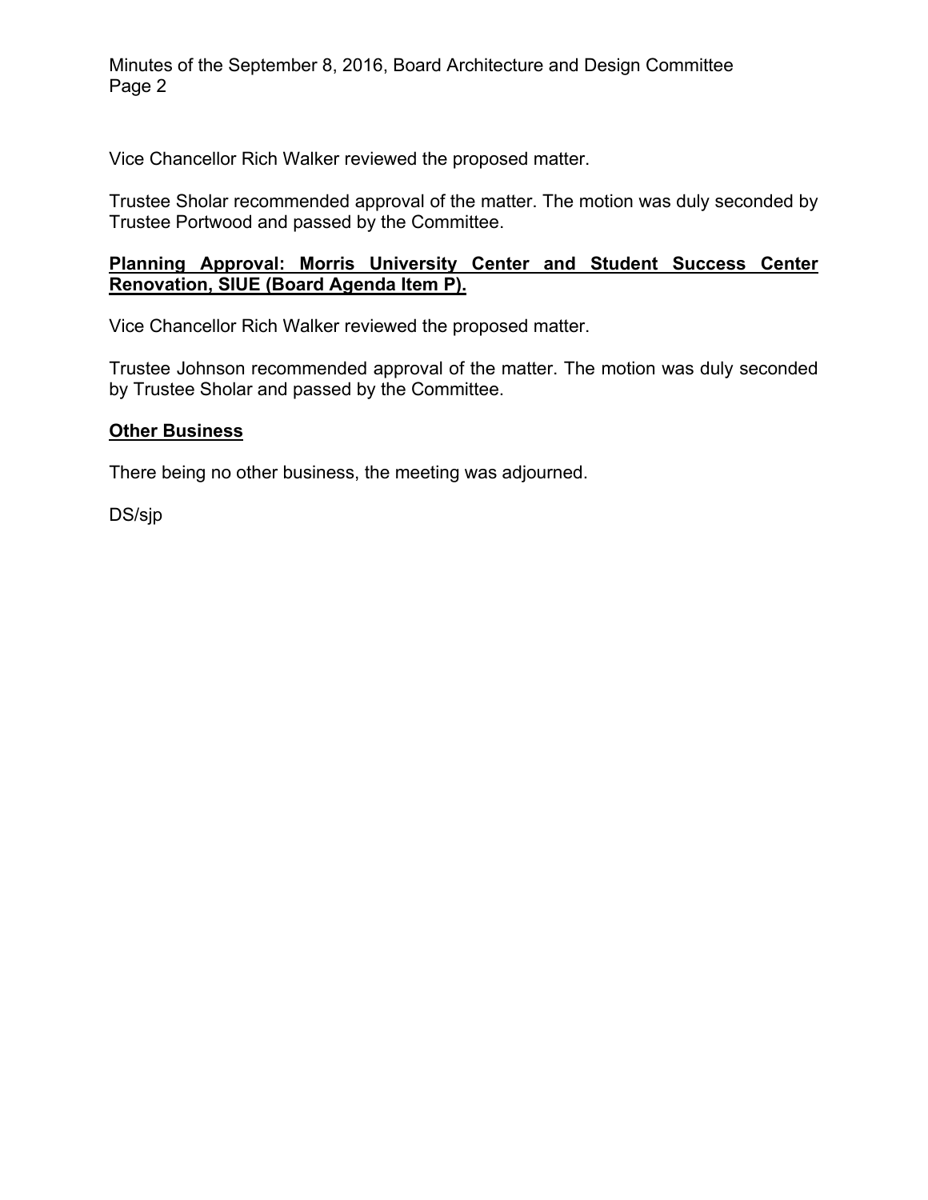Vice Chancellor Rich Walker reviewed the proposed matter.

Trustee Sholar recommended approval of the matter. The motion was duly seconded by Trustee Portwood and passed by the Committee.

**Planning Approval: Morris University Center and Student Success Center Renovation, SIUE (Board Agenda Item P).**

Vice Chancellor Rich Walker reviewed the proposed matter.

Trustee Johnson recommended approval of the matter. The motion was duly seconded by Trustee Sholar and passed by the Committee.

**Other Business**

There being no other business, the meeting was adjourned.

DS/sjp